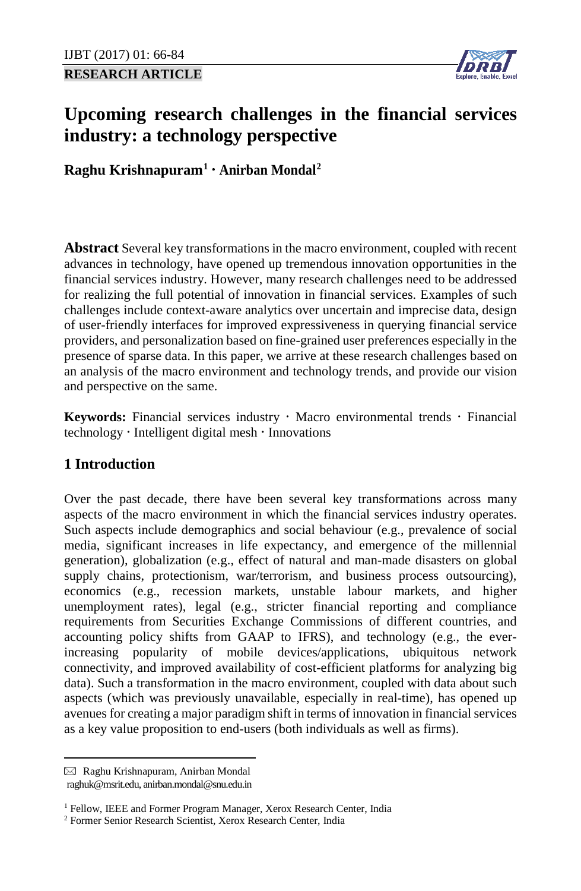RESEARCH ARTICLE

# Upcoming research challenges in the financial services industry: a technology perspective

**Raghu Krishnapuram[1] · Anirban Mondal[2]**

**Abstract** Several key transformations in the macro environment, coupled with recent advances in technology, have opened up tremendous innovation opportunities in the financial services industry. However, many research challenges need to be addressed for realizing the full potential of innovation in financial services. Examples of such challenges include context-aware analytics over uncertain and imprecise data, design of user-friendly interfaces for improved expressiveness in querying financial service providers, and personalization based on fine-grained user preferences especially in the presence of sparse data. In this paper, we arrive at these research challenges based on an analysis of the macro environment and technology trends, and provide our vision and perspective on the same.

**Keywords:** Financial services industry · Macro environmental trends · Financial technology · Intelligent digital mesh · Innovations

## 1 Introduction

Over the past decade, there have been several key transformations across many aspects of the macro environment in which the financial services industry operates. Such aspects include demographics and social behaviour (e.g., prevalence of social media, significant increases in life expectancy, and emergence of the millennial generation), globalization (e.g., effect of natural and man-made disasters on global supply chains, protectionism, war/terrorism, and business process outsourcing), economics (e.g., recession markets, unstable labour markets, and higher unemployment rates), legal (e.g., stricter financial reporting and compliance requirements from Securities Exchange Commissions of different countries, and accounting policy shifts from GAAP to IFRS), and technology (e.g., the ever-increasing popularity of mobile devices/applications, ubiquitous network connectivity, and improved availability of cost-efficient platforms for analyzing big data). Such a transformation in the macro environment, coupled with data about such aspects (which was previously unavailable, especially in real-time), has opened up avenues for creating a major paradigm shift in terms of innovation in financial services as a key value proposition to end-users (both individuals as well as firms).

---

✉ Raghu Krishnapuram, Anirban Mondal
raghuk@msrit.edu, anirban.mondal@snu.edu.in

[1] Fellow, IEEE and Former Program Manager, Xerox Research Center, India
[2] Former Senior Research Scientist, Xerox Research Center, India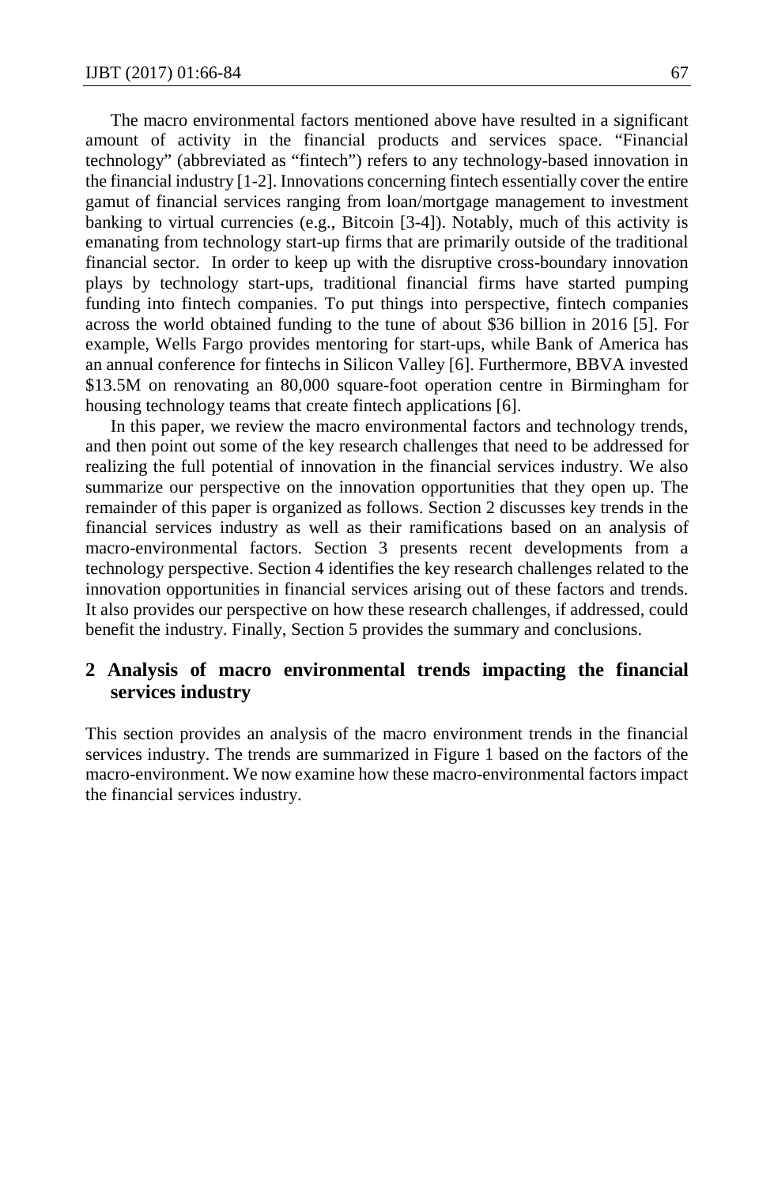The macro environmental factors mentioned above have resulted in a significant amount of activity in the financial products and services space. "Financial technology" (abbreviated as "fintech") refers to any technology-based innovation in the financial industry [1-2]. Innovations concerning fintech essentially cover the entire gamut of financial services ranging from loan/mortgage management to investment banking to virtual currencies (e.g., Bitcoin [3-4]). Notably, much of this activity is emanating from technology start-up firms that are primarily outside of the traditional financial sector. In order to keep up with the disruptive cross-boundary innovation plays by technology start-ups, traditional financial firms have started pumping funding into fintech companies. To put things into perspective, fintech companies across the world obtained funding to the tune of about $36 billion in 2016 [5]. For example, Wells Fargo provides mentoring for start-ups, while Bank of America has an annual conference for fintechs in Silicon Valley [6]. Furthermore, BBVA invested $13.5M on renovating an 80,000 square-foot operation centre in Birmingham for housing technology teams that create fintech applications [6].

In this paper, we review the macro environmental factors and technology trends, and then point out some of the key research challenges that need to be addressed for realizing the full potential of innovation in the financial services industry. We also summarize our perspective on the innovation opportunities that they open up. The remainder of this paper is organized as follows. Section 2 discusses key trends in the financial services industry as well as their ramifications based on an analysis of macro-environmental factors. Section 3 presents recent developments from a technology perspective. Section 4 identifies the key research challenges related to the innovation opportunities in financial services arising out of these factors and trends. It also provides our perspective on how these research challenges, if addressed, could benefit the industry. Finally, Section 5 provides the summary and conclusions.

## 2 Analysis of macro environmental trends impacting the financial services industry

This section provides an analysis of the macro environment trends in the financial services industry. The trends are summarized in Figure 1 based on the factors of the macro-environment. We now examine how these macro-environmental factors impact the financial services industry.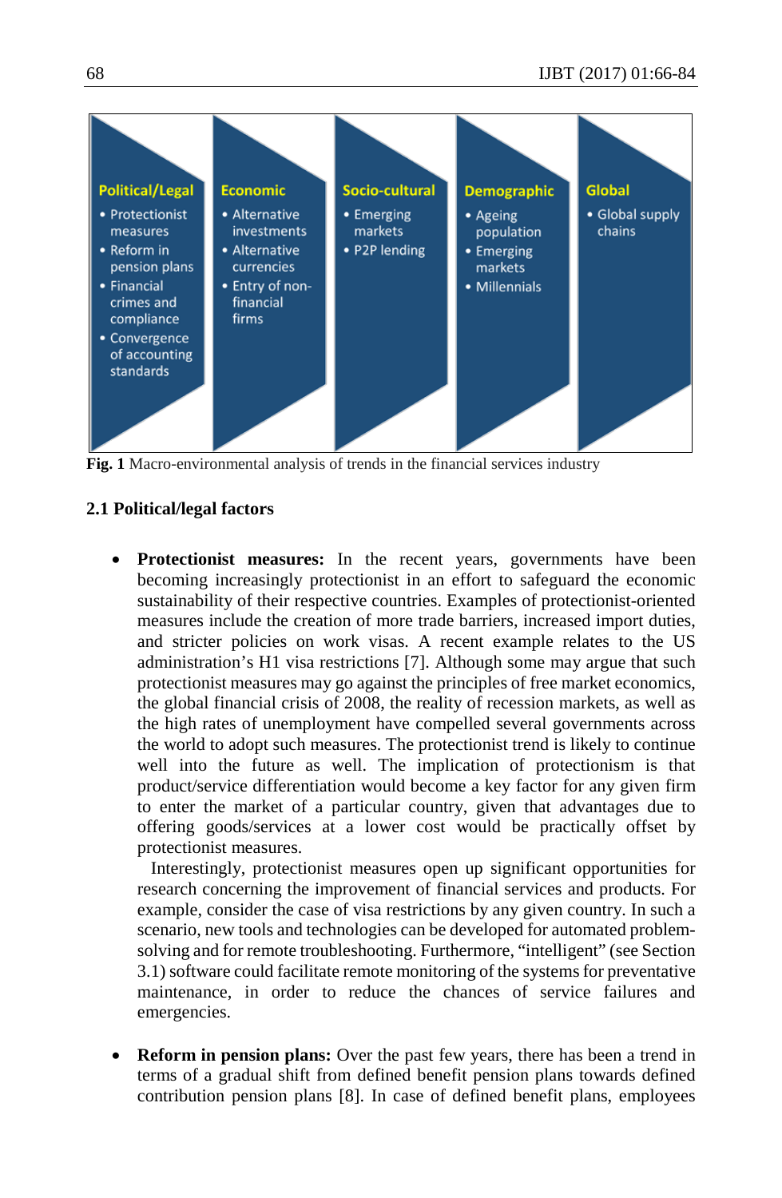| Political/Legal | Economic | Socio-cultural | Demographic | Global |
|---|---|---|---|---|
| • Protectionist measures<br>• Reform in pension plans<br>• Financial crimes and compliance<br>• Convergence of accounting standards | • Alternative investments<br>• Alternative currencies<br>• Entry of non-financial firms | • Emerging markets<br>• P2P lending | • Ageing population<br>• Emerging markets<br>• Millennials | • Global supply chains |

**Fig. 1** Macro-environmental analysis of trends in the financial services industry

## 2.1 Political/legal factors

- **Protectionist measures:** In the recent years, governments have been becoming increasingly protectionist in an effort to safeguard the economic sustainability of their respective countries. Examples of protectionist-oriented measures include the creation of more trade barriers, increased import duties, and stricter policies on work visas. A recent example relates to the US administration's H1 visa restrictions [7]. Although some may argue that such protectionist measures may go against the principles of free market economics, the global financial crisis of 2008, the reality of recession markets, as well as the high rates of unemployment have compelled several governments across the world to adopt such measures. The protectionist trend is likely to continue well into the future as well. The implication of protectionism is that product/service differentiation would become a key factor for any given firm to enter the market of a particular country, given that advantages due to offering goods/services at a lower cost would be practically offset by protectionist measures.

  Interestingly, protectionist measures open up significant opportunities for research concerning the improvement of financial services and products. For example, consider the case of visa restrictions by any given country. In such a scenario, new tools and technologies can be developed for automated problem-solving and for remote troubleshooting. Furthermore, "intelligent" (see Section 3.1) software could facilitate remote monitoring of the systems for preventative maintenance, in order to reduce the chances of service failures and emergencies.

- **Reform in pension plans:** Over the past few years, there has been a trend in terms of a gradual shift from defined benefit pension plans towards defined contribution pension plans [8]. In case of defined benefit plans, employees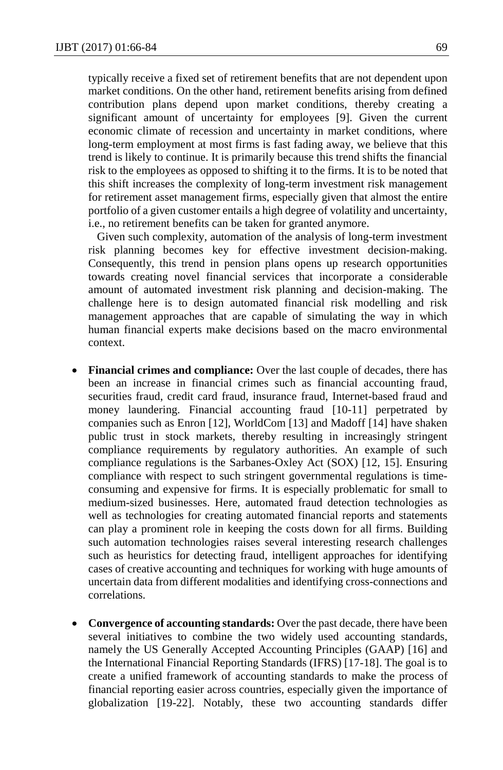typically receive a fixed set of retirement benefits that are not dependent upon market conditions. On the other hand, retirement benefits arising from defined contribution plans depend upon market conditions, thereby creating a significant amount of uncertainty for employees [9]. Given the current economic climate of recession and uncertainty in market conditions, where long-term employment at most firms is fast fading away, we believe that this trend is likely to continue. It is primarily because this trend shifts the financial risk to the employees as opposed to shifting it to the firms. It is to be noted that this shift increases the complexity of long-term investment risk management for retirement asset management firms, especially given that almost the entire portfolio of a given customer entails a high degree of volatility and uncertainty, i.e., no retirement benefits can be taken for granted anymore.

Given such complexity, automation of the analysis of long-term investment risk planning becomes key for effective investment decision-making. Consequently, this trend in pension plans opens up research opportunities towards creating novel financial services that incorporate a considerable amount of automated investment risk planning and decision-making. The challenge here is to design automated financial risk modelling and risk management approaches that are capable of simulating the way in which human financial experts make decisions based on the macro environmental context.

- **Financial crimes and compliance:** Over the last couple of decades, there has been an increase in financial crimes such as financial accounting fraud, securities fraud, credit card fraud, insurance fraud, Internet-based fraud and money laundering. Financial accounting fraud [10-11] perpetrated by companies such as Enron [12], WorldCom [13] and Madoff [14] have shaken public trust in stock markets, thereby resulting in increasingly stringent compliance requirements by regulatory authorities. An example of such compliance regulations is the Sarbanes-Oxley Act (SOX) [12, 15]. Ensuring compliance with respect to such stringent governmental regulations is time-consuming and expensive for firms. It is especially problematic for small to medium-sized businesses. Here, automated fraud detection technologies as well as technologies for creating automated financial reports and statements can play a prominent role in keeping the costs down for all firms. Building such automation technologies raises several interesting research challenges such as heuristics for detecting fraud, intelligent approaches for identifying cases of creative accounting and techniques for working with huge amounts of uncertain data from different modalities and identifying cross-connections and correlations.

- **Convergence of accounting standards:** Over the past decade, there have been several initiatives to combine the two widely used accounting standards, namely the US Generally Accepted Accounting Principles (GAAP) [16] and the International Financial Reporting Standards (IFRS) [17-18]. The goal is to create a unified framework of accounting standards to make the process of financial reporting easier across countries, especially given the importance of globalization [19-22]. Notably, these two accounting standards differ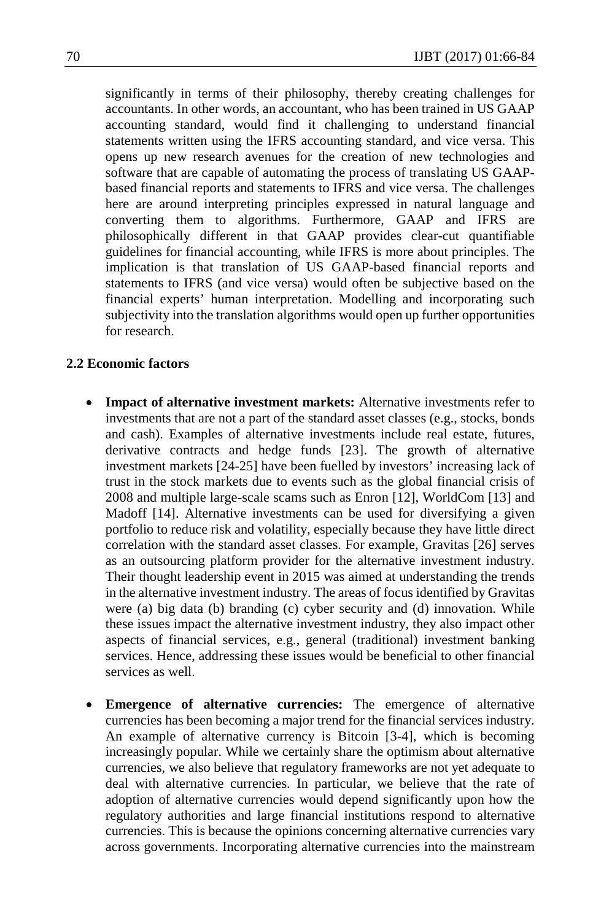significantly in terms of their philosophy, thereby creating challenges for accountants. In other words, an accountant, who has been trained in US GAAP accounting standard, would find it challenging to understand financial statements written using the IFRS accounting standard, and vice versa. This opens up new research avenues for the creation of new technologies and software that are capable of automating the process of translating US GAAP-based financial reports and statements to IFRS and vice versa. The challenges here are around interpreting principles expressed in natural language and converting them to algorithms. Furthermore, GAAP and IFRS are philosophically different in that GAAP provides clear-cut quantifiable guidelines for financial accounting, while IFRS is more about principles. The implication is that translation of US GAAP-based financial reports and statements to IFRS (and vice versa) would often be subjective based on the financial experts' human interpretation. Modelling and incorporating such subjectivity into the translation algorithms would open up further opportunities for research.

### 2.2 Economic factors

- **Impact of alternative investment markets:** Alternative investments refer to investments that are not a part of the standard asset classes (e.g., stocks, bonds and cash). Examples of alternative investments include real estate, futures, derivative contracts and hedge funds [23]. The growth of alternative investment markets [24-25] have been fuelled by investors' increasing lack of trust in the stock markets due to events such as the global financial crisis of 2008 and multiple large-scale scams such as Enron [12], WorldCom [13] and Madoff [14]. Alternative investments can be used for diversifying a given portfolio to reduce risk and volatility, especially because they have little direct correlation with the standard asset classes. For example, Gravitas [26] serves as an outsourcing platform provider for the alternative investment industry. Their thought leadership event in 2015 was aimed at understanding the trends in the alternative investment industry. The areas of focus identified by Gravitas were (a) big data (b) branding (c) cyber security and (d) innovation. While these issues impact the alternative investment industry, they also impact other aspects of financial services, e.g., general (traditional) investment banking services. Hence, addressing these issues would be beneficial to other financial services as well.

- **Emergence of alternative currencies:** The emergence of alternative currencies has been becoming a major trend for the financial services industry. An example of alternative currency is Bitcoin [3-4], which is becoming increasingly popular. While we certainly share the optimism about alternative currencies, we also believe that regulatory frameworks are not yet adequate to deal with alternative currencies. In particular, we believe that the rate of adoption of alternative currencies would depend significantly upon how the regulatory authorities and large financial institutions respond to alternative currencies. This is because the opinions concerning alternative currencies vary across governments. Incorporating alternative currencies into the mainstream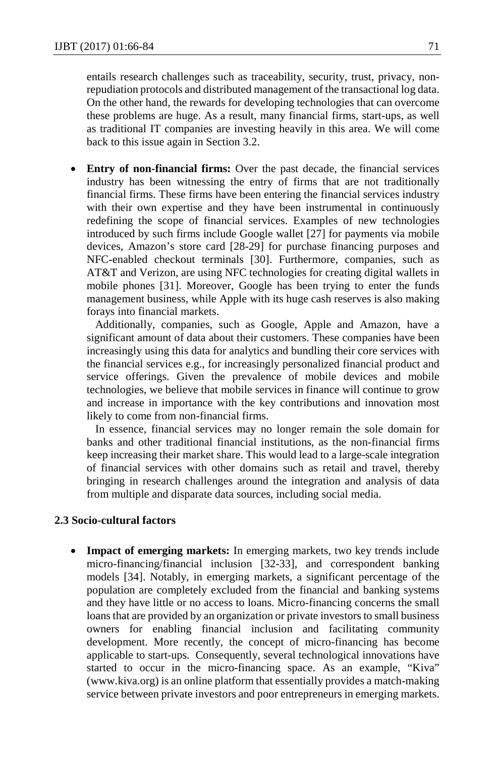entails research challenges such as traceability, security, trust, privacy, non-repudiation protocols and distributed management of the transactional log data. On the other hand, the rewards for developing technologies that can overcome these problems are huge. As a result, many financial firms, start-ups, as well as traditional IT companies are investing heavily in this area. We will come back to this issue again in Section 3.2.

- **Entry of non-financial firms:** Over the past decade, the financial services industry has been witnessing the entry of firms that are not traditionally financial firms. These firms have been entering the financial services industry with their own expertise and they have been instrumental in continuously redefining the scope of financial services. Examples of new technologies introduced by such firms include Google wallet [27] for payments via mobile devices, Amazon's store card [28-29] for purchase financing purposes and NFC-enabled checkout terminals [30]. Furthermore, companies, such as AT&T and Verizon, are using NFC technologies for creating digital wallets in mobile phones [31]. Moreover, Google has been trying to enter the funds management business, while Apple with its huge cash reserves is also making forays into financial markets.

  Additionally, companies, such as Google, Apple and Amazon, have a significant amount of data about their customers. These companies have been increasingly using this data for analytics and bundling their core services with the financial services e.g., for increasingly personalized financial product and service offerings. Given the prevalence of mobile devices and mobile technologies, we believe that mobile services in finance will continue to grow and increase in importance with the key contributions and innovation most likely to come from non-financial firms.

  In essence, financial services may no longer remain the sole domain for banks and other traditional financial institutions, as the non-financial firms keep increasing their market share. This would lead to a large-scale integration of financial services with other domains such as retail and travel, thereby bringing in research challenges around the integration and analysis of data from multiple and disparate data sources, including social media.

### 2.3 Socio-cultural factors

- **Impact of emerging markets:** In emerging markets, two key trends include micro-financing/financial inclusion [32-33], and correspondent banking models [34]. Notably, in emerging markets, a significant percentage of the population are completely excluded from the financial and banking systems and they have little or no access to loans. Micro-financing concerns the small loans that are provided by an organization or private investors to small business owners for enabling financial inclusion and facilitating community development. More recently, the concept of micro-financing has become applicable to start-ups. Consequently, several technological innovations have started to occur in the micro-financing space. As an example, "Kiva" (www.kiva.org) is an online platform that essentially provides a match-making service between private investors and poor entrepreneurs in emerging markets.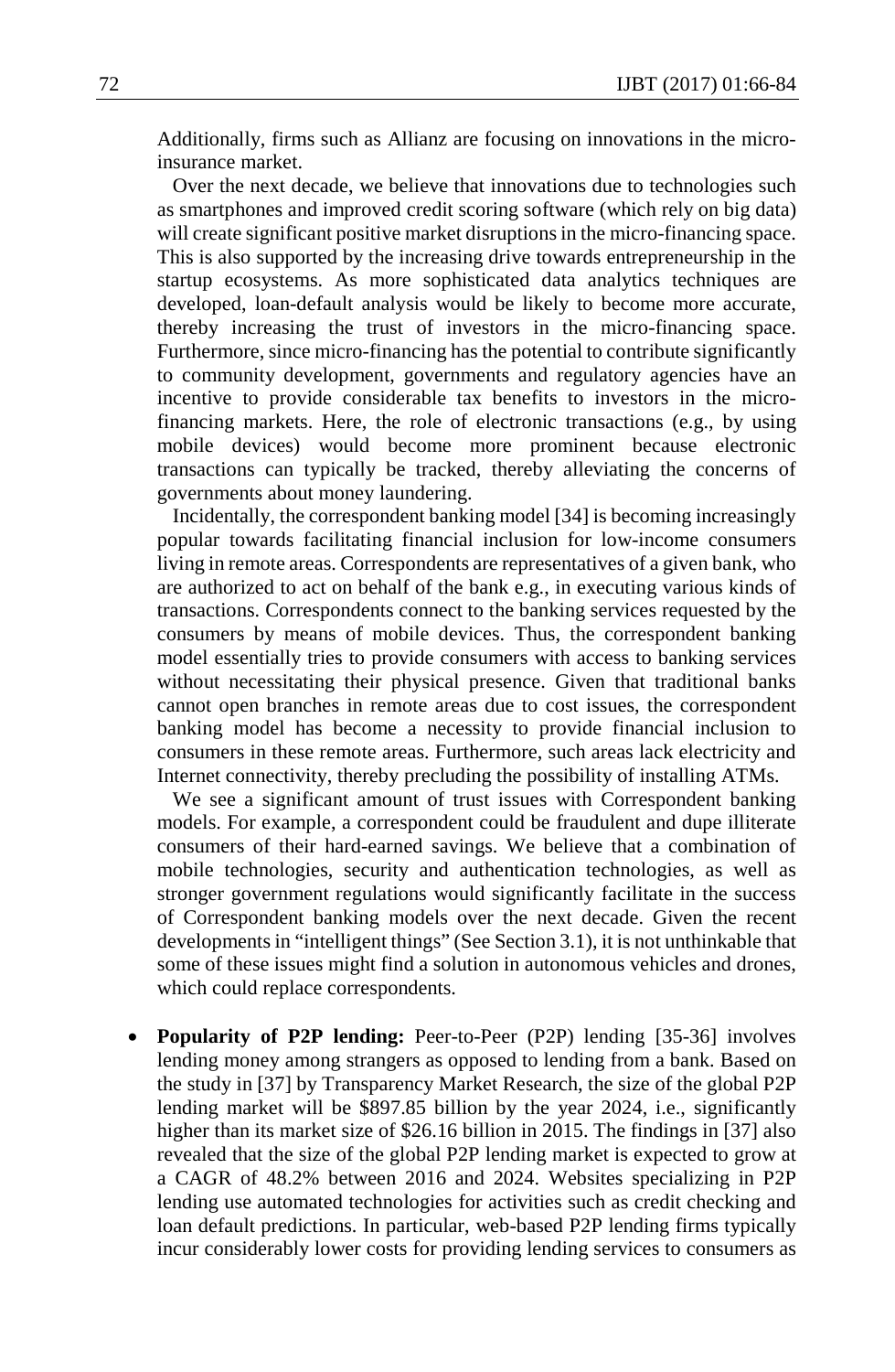Additionally, firms such as Allianz are focusing on innovations in the micro-insurance market.

Over the next decade, we believe that innovations due to technologies such as smartphones and improved credit scoring software (which rely on big data) will create significant positive market disruptions in the micro-financing space. This is also supported by the increasing drive towards entrepreneurship in the startup ecosystems. As more sophisticated data analytics techniques are developed, loan-default analysis would be likely to become more accurate, thereby increasing the trust of investors in the micro-financing space. Furthermore, since micro-financing has the potential to contribute significantly to community development, governments and regulatory agencies have an incentive to provide considerable tax benefits to investors in the micro-financing markets. Here, the role of electronic transactions (e.g., by using mobile devices) would become more prominent because electronic transactions can typically be tracked, thereby alleviating the concerns of governments about money laundering.

Incidentally, the correspondent banking model [34] is becoming increasingly popular towards facilitating financial inclusion for low-income consumers living in remote areas. Correspondents are representatives of a given bank, who are authorized to act on behalf of the bank e.g., in executing various kinds of transactions. Correspondents connect to the banking services requested by the consumers by means of mobile devices. Thus, the correspondent banking model essentially tries to provide consumers with access to banking services without necessitating their physical presence. Given that traditional banks cannot open branches in remote areas due to cost issues, the correspondent banking model has become a necessity to provide financial inclusion to consumers in these remote areas. Furthermore, such areas lack electricity and Internet connectivity, thereby precluding the possibility of installing ATMs.

We see a significant amount of trust issues with Correspondent banking models. For example, a correspondent could be fraudulent and dupe illiterate consumers of their hard-earned savings. We believe that a combination of mobile technologies, security and authentication technologies, as well as stronger government regulations would significantly facilitate in the success of Correspondent banking models over the next decade. Given the recent developments in "intelligent things" (See Section 3.1), it is not unthinkable that some of these issues might find a solution in autonomous vehicles and drones, which could replace correspondents.

- **Popularity of P2P lending:** Peer-to-Peer (P2P) lending [35-36] involves lending money among strangers as opposed to lending from a bank. Based on the study in [37] by Transparency Market Research, the size of the global P2P lending market will be $897.85 billion by the year 2024, i.e., significantly higher than its market size of $26.16 billion in 2015. The findings in [37] also revealed that the size of the global P2P lending market is expected to grow at a CAGR of 48.2% between 2016 and 2024. Websites specializing in P2P lending use automated technologies for activities such as credit checking and loan default predictions. In particular, web-based P2P lending firms typically incur considerably lower costs for providing lending services to consumers as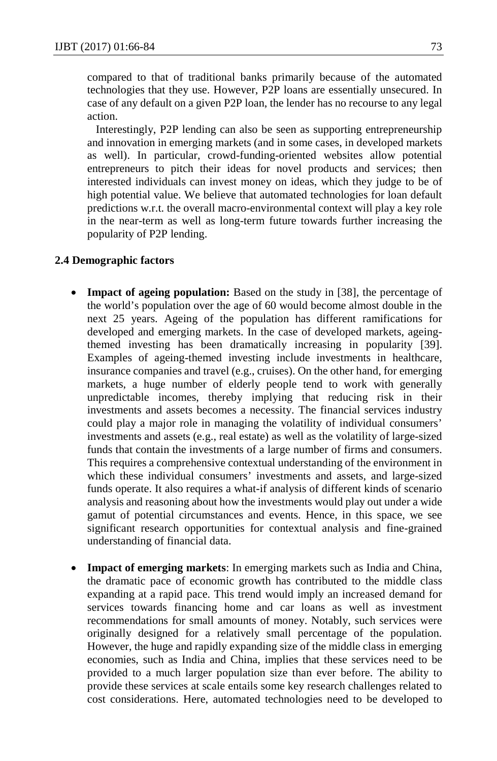compared to that of traditional banks primarily because of the automated technologies that they use. However, P2P loans are essentially unsecured. In case of any default on a given P2P loan, the lender has no recourse to any legal action.

Interestingly, P2P lending can also be seen as supporting entrepreneurship and innovation in emerging markets (and in some cases, in developed markets as well). In particular, crowd-funding-oriented websites allow potential entrepreneurs to pitch their ideas for novel products and services; then interested individuals can invest money on ideas, which they judge to be of high potential value. We believe that automated technologies for loan default predictions w.r.t. the overall macro-environmental context will play a key role in the near-term as well as long-term future towards further increasing the popularity of P2P lending.

### 2.4 Demographic factors

- **Impact of ageing population:** Based on the study in [38], the percentage of the world's population over the age of 60 would become almost double in the next 25 years. Ageing of the population has different ramifications for developed and emerging markets. In the case of developed markets, ageing-themed investing has been dramatically increasing in popularity [39]. Examples of ageing-themed investing include investments in healthcare, insurance companies and travel (e.g., cruises). On the other hand, for emerging markets, a huge number of elderly people tend to work with generally unpredictable incomes, thereby implying that reducing risk in their investments and assets becomes a necessity. The financial services industry could play a major role in managing the volatility of individual consumers' investments and assets (e.g., real estate) as well as the volatility of large-sized funds that contain the investments of a large number of firms and consumers. This requires a comprehensive contextual understanding of the environment in which these individual consumers' investments and assets, and large-sized funds operate. It also requires a what-if analysis of different kinds of scenario analysis and reasoning about how the investments would play out under a wide gamut of potential circumstances and events. Hence, in this space, we see significant research opportunities for contextual analysis and fine-grained understanding of financial data.

- **Impact of emerging markets**: In emerging markets such as India and China, the dramatic pace of economic growth has contributed to the middle class expanding at a rapid pace. This trend would imply an increased demand for services towards financing home and car loans as well as investment recommendations for small amounts of money. Notably, such services were originally designed for a relatively small percentage of the population. However, the huge and rapidly expanding size of the middle class in emerging economies, such as India and China, implies that these services need to be provided to a much larger population size than ever before. The ability to provide these services at scale entails some key research challenges related to cost considerations. Here, automated technologies need to be developed to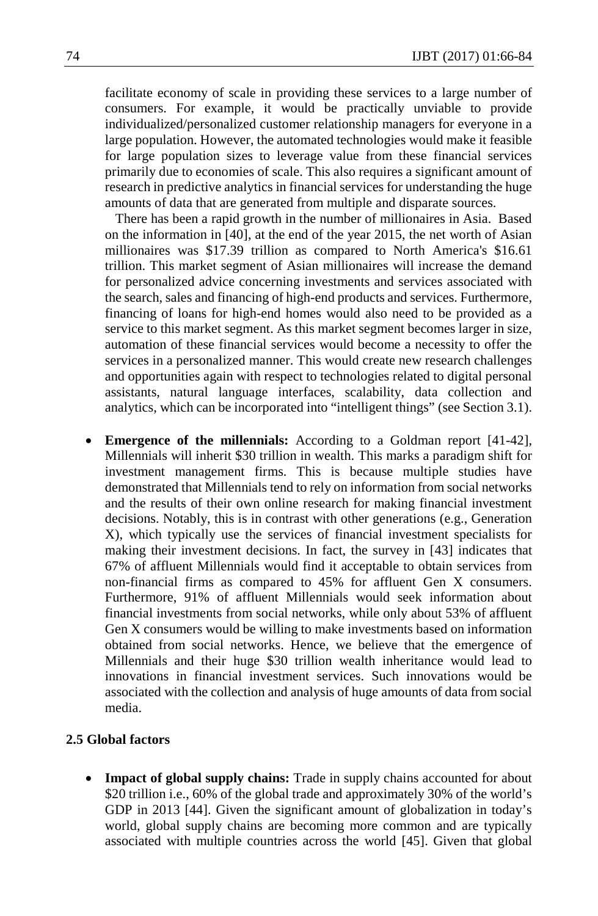facilitate economy of scale in providing these services to a large number of consumers. For example, it would be practically unviable to provide individualized/personalized customer relationship managers for everyone in a large population. However, the automated technologies would make it feasible for large population sizes to leverage value from these financial services primarily due to economies of scale. This also requires a significant amount of research in predictive analytics in financial services for understanding the huge amounts of data that are generated from multiple and disparate sources.

There has been a rapid growth in the number of millionaires in Asia. Based on the information in [40], at the end of the year 2015, the net worth of Asian millionaires was $17.39 trillion as compared to North America's $16.61 trillion. This market segment of Asian millionaires will increase the demand for personalized advice concerning investments and services associated with the search, sales and financing of high-end products and services. Furthermore, financing of loans for high-end homes would also need to be provided as a service to this market segment. As this market segment becomes larger in size, automation of these financial services would become a necessity to offer the services in a personalized manner. This would create new research challenges and opportunities again with respect to technologies related to digital personal assistants, natural language interfaces, scalability, data collection and analytics, which can be incorporated into "intelligent things" (see Section 3.1).

- **Emergence of the millennials:** According to a Goldman report [41-42], Millennials will inherit $30 trillion in wealth. This marks a paradigm shift for investment management firms. This is because multiple studies have demonstrated that Millennials tend to rely on information from social networks and the results of their own online research for making financial investment decisions. Notably, this is in contrast with other generations (e.g., Generation X), which typically use the services of financial investment specialists for making their investment decisions. In fact, the survey in [43] indicates that 67% of affluent Millennials would find it acceptable to obtain services from non-financial firms as compared to 45% for affluent Gen X consumers. Furthermore, 91% of affluent Millennials would seek information about financial investments from social networks, while only about 53% of affluent Gen X consumers would be willing to make investments based on information obtained from social networks. Hence, we believe that the emergence of Millennials and their huge $30 trillion wealth inheritance would lead to innovations in financial investment services. Such innovations would be associated with the collection and analysis of huge amounts of data from social media.

### 2.5 Global factors

- **Impact of global supply chains:** Trade in supply chains accounted for about $20 trillion i.e., 60% of the global trade and approximately 30% of the world's GDP in 2013 [44]. Given the significant amount of globalization in today's world, global supply chains are becoming more common and are typically associated with multiple countries across the world [45]. Given that global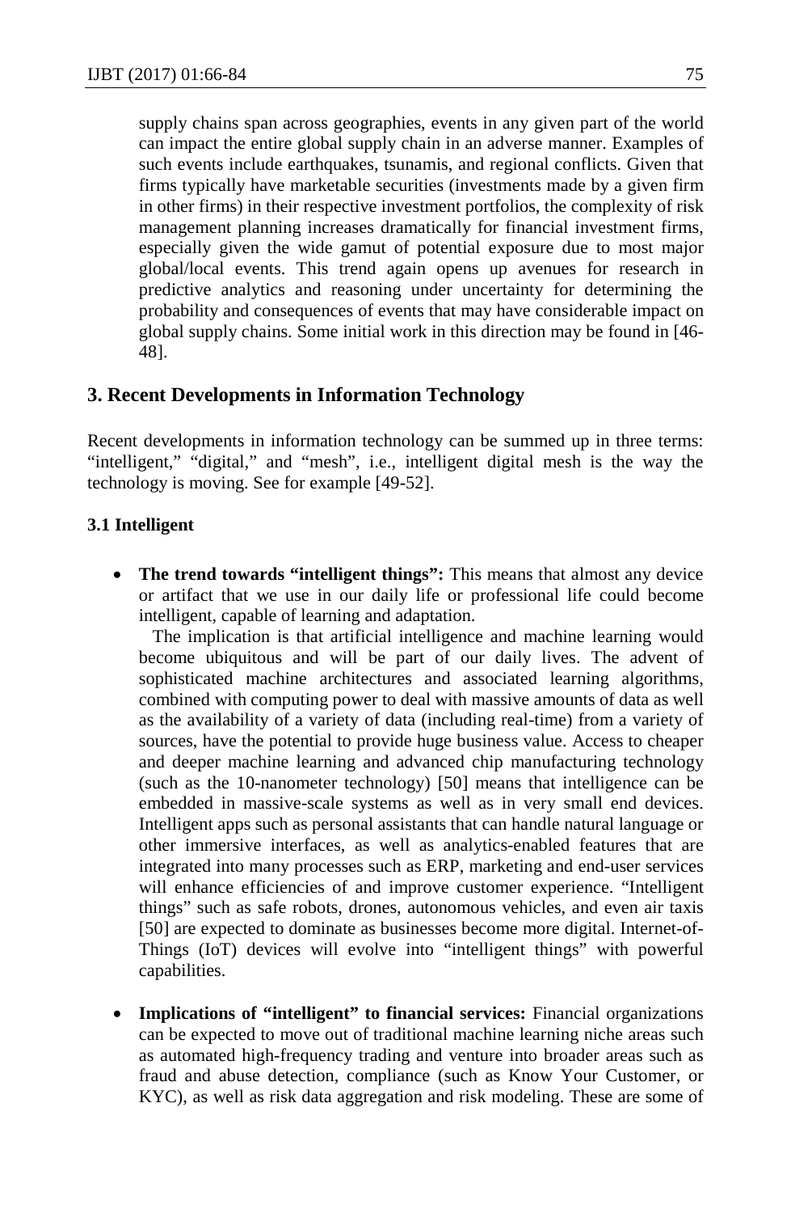supply chains span across geographies, events in any given part of the world can impact the entire global supply chain in an adverse manner. Examples of such events include earthquakes, tsunamis, and regional conflicts. Given that firms typically have marketable securities (investments made by a given firm in other firms) in their respective investment portfolios, the complexity of risk management planning increases dramatically for financial investment firms, especially given the wide gamut of potential exposure due to most major global/local events. This trend again opens up avenues for research in predictive analytics and reasoning under uncertainty for determining the probability and consequences of events that may have considerable impact on global supply chains. Some initial work in this direction may be found in [46-48].

## 3. Recent Developments in Information Technology

Recent developments in information technology can be summed up in three terms: "intelligent," "digital," and "mesh", i.e., intelligent digital mesh is the way the technology is moving. See for example [49-52].

### 3.1 Intelligent

- **The trend towards "intelligent things":** This means that almost any device or artifact that we use in our daily life or professional life could become intelligent, capable of learning and adaptation.

  The implication is that artificial intelligence and machine learning would become ubiquitous and will be part of our daily lives. The advent of sophisticated machine architectures and associated learning algorithms, combined with computing power to deal with massive amounts of data as well as the availability of a variety of data (including real-time) from a variety of sources, have the potential to provide huge business value. Access to cheaper and deeper machine learning and advanced chip manufacturing technology (such as the 10-nanometer technology) [50] means that intelligence can be embedded in massive-scale systems as well as in very small end devices. Intelligent apps such as personal assistants that can handle natural language or other immersive interfaces, as well as analytics-enabled features that are integrated into many processes such as ERP, marketing and end-user services will enhance efficiencies of and improve customer experience. "Intelligent things" such as safe robots, drones, autonomous vehicles, and even air taxis [50] are expected to dominate as businesses become more digital. Internet-of-Things (IoT) devices will evolve into "intelligent things" with powerful capabilities.

- **Implications of "intelligent" to financial services:** Financial organizations can be expected to move out of traditional machine learning niche areas such as automated high-frequency trading and venture into broader areas such as fraud and abuse detection, compliance (such as Know Your Customer, or KYC), as well as risk data aggregation and risk modeling. These are some of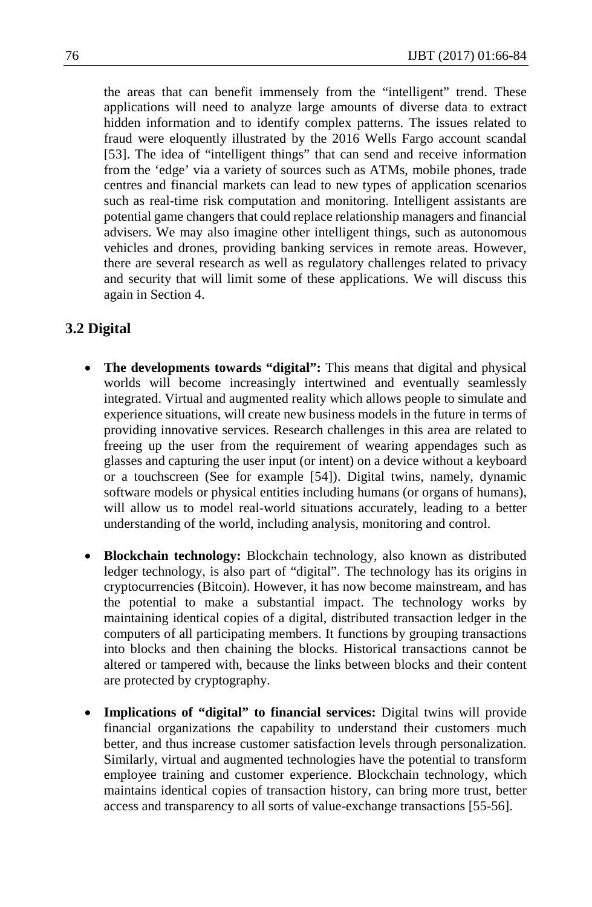the areas that can benefit immensely from the "intelligent" trend. These applications will need to analyze large amounts of diverse data to extract hidden information and to identify complex patterns. The issues related to fraud were eloquently illustrated by the 2016 Wells Fargo account scandal [53]. The idea of "intelligent things" that can send and receive information from the 'edge' via a variety of sources such as ATMs, mobile phones, trade centres and financial markets can lead to new types of application scenarios such as real-time risk computation and monitoring. Intelligent assistants are potential game changers that could replace relationship managers and financial advisers. We may also imagine other intelligent things, such as autonomous vehicles and drones, providing banking services in remote areas. However, there are several research as well as regulatory challenges related to privacy and security that will limit some of these applications. We will discuss this again in Section 4.

## 3.2 Digital

- **The developments towards "digital":** This means that digital and physical worlds will become increasingly intertwined and eventually seamlessly integrated. Virtual and augmented reality which allows people to simulate and experience situations, will create new business models in the future in terms of providing innovative services. Research challenges in this area are related to freeing up the user from the requirement of wearing appendages such as glasses and capturing the user input (or intent) on a device without a keyboard or a touchscreen (See for example [54]). Digital twins, namely, dynamic software models or physical entities including humans (or organs of humans), will allow us to model real-world situations accurately, leading to a better understanding of the world, including analysis, monitoring and control.

- **Blockchain technology:** Blockchain technology, also known as distributed ledger technology, is also part of "digital". The technology has its origins in cryptocurrencies (Bitcoin). However, it has now become mainstream, and has the potential to make a substantial impact. The technology works by maintaining identical copies of a digital, distributed transaction ledger in the computers of all participating members. It functions by grouping transactions into blocks and then chaining the blocks. Historical transactions cannot be altered or tampered with, because the links between blocks and their content are protected by cryptography.

- **Implications of "digital" to financial services:** Digital twins will provide financial organizations the capability to understand their customers much better, and thus increase customer satisfaction levels through personalization. Similarly, virtual and augmented technologies have the potential to transform employee training and customer experience. Blockchain technology, which maintains identical copies of transaction history, can bring more trust, better access and transparency to all sorts of value-exchange transactions [55-56].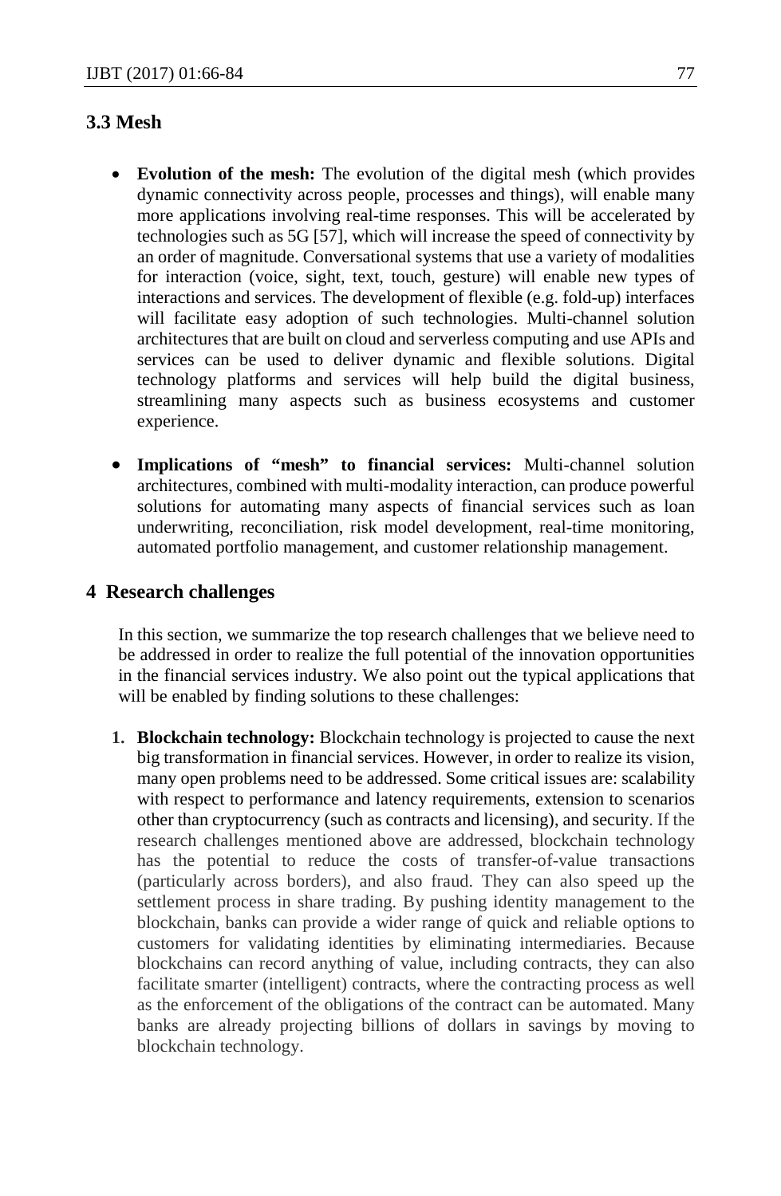### 3.3 Mesh

- **Evolution of the mesh:** The evolution of the digital mesh (which provides dynamic connectivity across people, processes and things), will enable many more applications involving real-time responses. This will be accelerated by technologies such as 5G [57], which will increase the speed of connectivity by an order of magnitude. Conversational systems that use a variety of modalities for interaction (voice, sight, text, touch, gesture) will enable new types of interactions and services. The development of flexible (e.g. fold-up) interfaces will facilitate easy adoption of such technologies. Multi-channel solution architectures that are built on cloud and serverless computing and use APIs and services can be used to deliver dynamic and flexible solutions. Digital technology platforms and services will help build the digital business, streamlining many aspects such as business ecosystems and customer experience.

- **Implications of "mesh" to financial services:** Multi-channel solution architectures, combined with multi-modality interaction, can produce powerful solutions for automating many aspects of financial services such as loan underwriting, reconciliation, risk model development, real-time monitoring, automated portfolio management, and customer relationship management.

## 4 Research challenges

In this section, we summarize the top research challenges that we believe need to be addressed in order to realize the full potential of the innovation opportunities in the financial services industry. We also point out the typical applications that will be enabled by finding solutions to these challenges:

1. **Blockchain technology:** Blockchain technology is projected to cause the next big transformation in financial services. However, in order to realize its vision, many open problems need to be addressed. Some critical issues are: scalability with respect to performance and latency requirements, extension to scenarios other than cryptocurrency (such as contracts and licensing), and security. If the research challenges mentioned above are addressed, blockchain technology has the potential to reduce the costs of transfer-of-value transactions (particularly across borders), and also fraud. They can also speed up the settlement process in share trading. By pushing identity management to the blockchain, banks can provide a wider range of quick and reliable options to customers for validating identities by eliminating intermediaries. Because blockchains can record anything of value, including contracts, they can also facilitate smarter (intelligent) contracts, where the contracting process as well as the enforcement of the obligations of the contract can be automated. Many banks are already projecting billions of dollars in savings by moving to blockchain technology.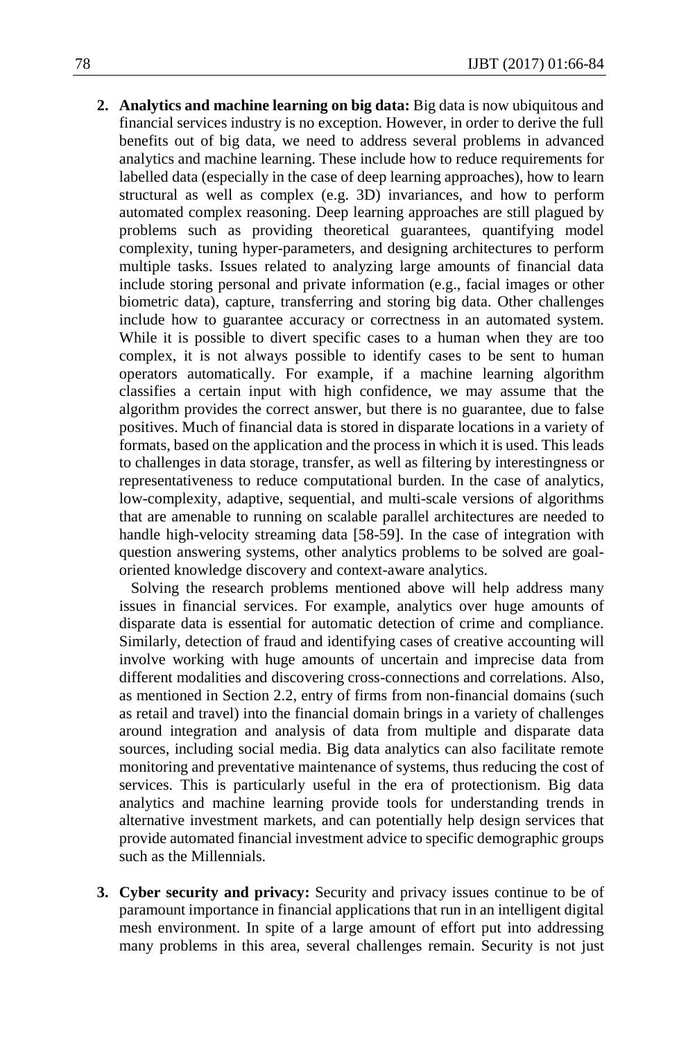2. **Analytics and machine learning on big data:** Big data is now ubiquitous and financial services industry is no exception. However, in order to derive the full benefits out of big data, we need to address several problems in advanced analytics and machine learning. These include how to reduce requirements for labelled data (especially in the case of deep learning approaches), how to learn structural as well as complex (e.g. 3D) invariances, and how to perform automated complex reasoning. Deep learning approaches are still plagued by problems such as providing theoretical guarantees, quantifying model complexity, tuning hyper-parameters, and designing architectures to perform multiple tasks. Issues related to analyzing large amounts of financial data include storing personal and private information (e.g., facial images or other biometric data), capture, transferring and storing big data. Other challenges include how to guarantee accuracy or correctness in an automated system. While it is possible to divert specific cases to a human when they are too complex, it is not always possible to identify cases to be sent to human operators automatically. For example, if a machine learning algorithm classifies a certain input with high confidence, we may assume that the algorithm provides the correct answer, but there is no guarantee, due to false positives. Much of financial data is stored in disparate locations in a variety of formats, based on the application and the process in which it is used. This leads to challenges in data storage, transfer, as well as filtering by interestingness or representativeness to reduce computational burden. In the case of analytics, low-complexity, adaptive, sequential, and multi-scale versions of algorithms that are amenable to running on scalable parallel architectures are needed to handle high-velocity streaming data [58-59]. In the case of integration with question answering systems, other analytics problems to be solved are goal-oriented knowledge discovery and context-aware analytics.

   Solving the research problems mentioned above will help address many issues in financial services. For example, analytics over huge amounts of disparate data is essential for automatic detection of crime and compliance. Similarly, detection of fraud and identifying cases of creative accounting will involve working with huge amounts of uncertain and imprecise data from different modalities and discovering cross-connections and correlations. Also, as mentioned in Section 2.2, entry of firms from non-financial domains (such as retail and travel) into the financial domain brings in a variety of challenges around integration and analysis of data from multiple and disparate data sources, including social media. Big data analytics can also facilitate remote monitoring and preventative maintenance of systems, thus reducing the cost of services. This is particularly useful in the era of protectionism. Big data analytics and machine learning provide tools for understanding trends in alternative investment markets, and can potentially help design services that provide automated financial investment advice to specific demographic groups such as the Millennials.

3. **Cyber security and privacy:** Security and privacy issues continue to be of paramount importance in financial applications that run in an intelligent digital mesh environment. In spite of a large amount of effort put into addressing many problems in this area, several challenges remain. Security is not just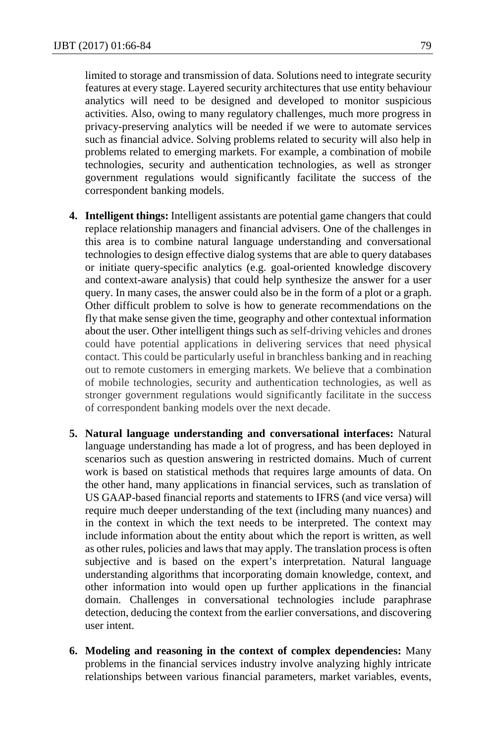limited to storage and transmission of data. Solutions need to integrate security features at every stage. Layered security architectures that use entity behaviour analytics will need to be designed and developed to monitor suspicious activities. Also, owing to many regulatory challenges, much more progress in privacy-preserving analytics will be needed if we were to automate services such as financial advice. Solving problems related to security will also help in problems related to emerging markets. For example, a combination of mobile technologies, security and authentication technologies, as well as stronger government regulations would significantly facilitate the success of the correspondent banking models.

4. **Intelligent things:** Intelligent assistants are potential game changers that could replace relationship managers and financial advisers. One of the challenges in this area is to combine natural language understanding and conversational technologies to design effective dialog systems that are able to query databases or initiate query-specific analytics (e.g. goal-oriented knowledge discovery and context-aware analysis) that could help synthesize the answer for a user query. In many cases, the answer could also be in the form of a plot or a graph. Other difficult problem to solve is how to generate recommendations on the fly that make sense given the time, geography and other contextual information about the user. Other intelligent things such as self-driving vehicles and drones could have potential applications in delivering services that need physical contact. This could be particularly useful in branchless banking and in reaching out to remote customers in emerging markets. We believe that a combination of mobile technologies, security and authentication technologies, as well as stronger government regulations would significantly facilitate in the success of correspondent banking models over the next decade.

5. **Natural language understanding and conversational interfaces:** Natural language understanding has made a lot of progress, and has been deployed in scenarios such as question answering in restricted domains. Much of current work is based on statistical methods that requires large amounts of data. On the other hand, many applications in financial services, such as translation of US GAAP-based financial reports and statements to IFRS (and vice versa) will require much deeper understanding of the text (including many nuances) and in the context in which the text needs to be interpreted. The context may include information about the entity about which the report is written, as well as other rules, policies and laws that may apply. The translation process is often subjective and is based on the expert's interpretation. Natural language understanding algorithms that incorporating domain knowledge, context, and other information into would open up further applications in the financial domain. Challenges in conversational technologies include paraphrase detection, deducing the context from the earlier conversations, and discovering user intent.

6. **Modeling and reasoning in the context of complex dependencies:** Many problems in the financial services industry involve analyzing highly intricate relationships between various financial parameters, market variables, events,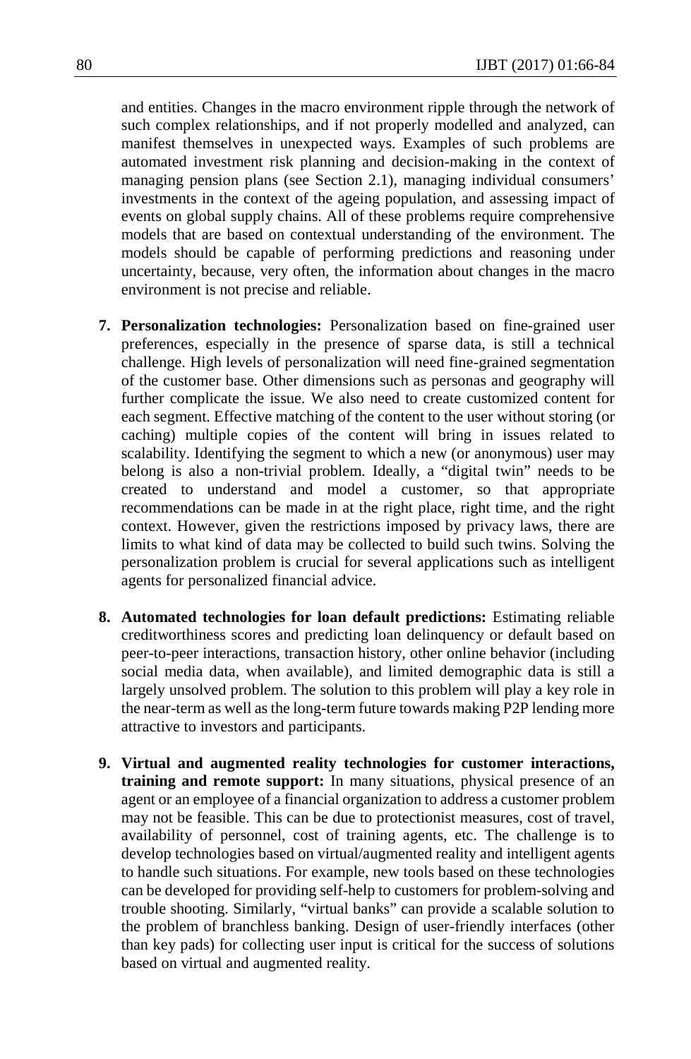and entities. Changes in the macro environment ripple through the network of such complex relationships, and if not properly modelled and analyzed, can manifest themselves in unexpected ways. Examples of such problems are automated investment risk planning and decision-making in the context of managing pension plans (see Section 2.1), managing individual consumers' investments in the context of the ageing population, and assessing impact of events on global supply chains. All of these problems require comprehensive models that are based on contextual understanding of the environment. The models should be capable of performing predictions and reasoning under uncertainty, because, very often, the information about changes in the macro environment is not precise and reliable.

7. **Personalization technologies:** Personalization based on fine-grained user preferences, especially in the presence of sparse data, is still a technical challenge. High levels of personalization will need fine-grained segmentation of the customer base. Other dimensions such as personas and geography will further complicate the issue. We also need to create customized content for each segment. Effective matching of the content to the user without storing (or caching) multiple copies of the content will bring in issues related to scalability. Identifying the segment to which a new (or anonymous) user may belong is also a non-trivial problem. Ideally, a "digital twin" needs to be created to understand and model a customer, so that appropriate recommendations can be made in at the right place, right time, and the right context. However, given the restrictions imposed by privacy laws, there are limits to what kind of data may be collected to build such twins. Solving the personalization problem is crucial for several applications such as intelligent agents for personalized financial advice.

8. **Automated technologies for loan default predictions:** Estimating reliable creditworthiness scores and predicting loan delinquency or default based on peer-to-peer interactions, transaction history, other online behavior (including social media data, when available), and limited demographic data is still a largely unsolved problem. The solution to this problem will play a key role in the near-term as well as the long-term future towards making P2P lending more attractive to investors and participants.

9. **Virtual and augmented reality technologies for customer interactions, training and remote support:** In many situations, physical presence of an agent or an employee of a financial organization to address a customer problem may not be feasible. This can be due to protectionist measures, cost of travel, availability of personnel, cost of training agents, etc. The challenge is to develop technologies based on virtual/augmented reality and intelligent agents to handle such situations. For example, new tools based on these technologies can be developed for providing self-help to customers for problem-solving and trouble shooting. Similarly, "virtual banks" can provide a scalable solution to the problem of branchless banking. Design of user-friendly interfaces (other than key pads) for collecting user input is critical for the success of solutions based on virtual and augmented reality.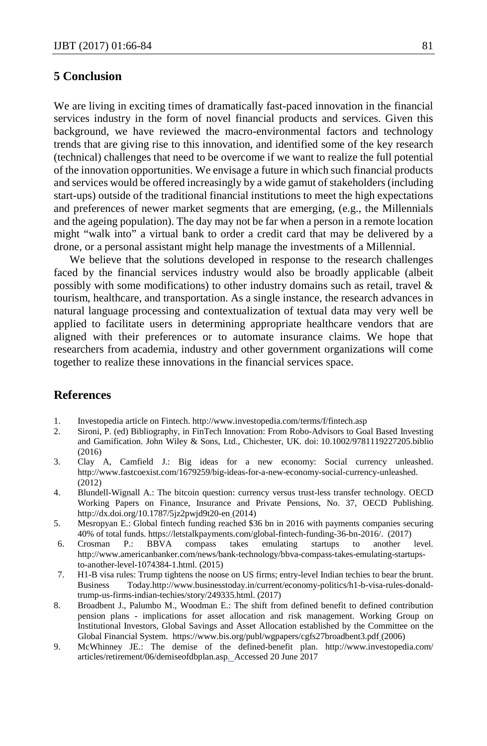## 5 Conclusion

We are living in exciting times of dramatically fast-paced innovation in the financial services industry in the form of novel financial products and services. Given this background, we have reviewed the macro-environmental factors and technology trends that are giving rise to this innovation, and identified some of the key research (technical) challenges that need to be overcome if we want to realize the full potential of the innovation opportunities. We envisage a future in which such financial products and services would be offered increasingly by a wide gamut of stakeholders (including start-ups) outside of the traditional financial institutions to meet the high expectations and preferences of newer market segments that are emerging, (e.g., the Millennials and the ageing population). The day may not be far when a person in a remote location might "walk into" a virtual bank to order a credit card that may be delivered by a drone, or a personal assistant might help manage the investments of a Millennial.

We believe that the solutions developed in response to the research challenges faced by the financial services industry would also be broadly applicable (albeit possibly with some modifications) to other industry domains such as retail, travel & tourism, healthcare, and transportation. As a single instance, the research advances in natural language processing and contextualization of textual data may very well be applied to facilitate users in determining appropriate healthcare vendors that are aligned with their preferences or to automate insurance claims. We hope that researchers from academia, industry and other government organizations will come together to realize these innovations in the financial services space.

## References

1. Investopedia article on Fintech. http://www.investopedia.com/terms/f/fintech.asp
2. Sironi, P. (ed) Bibliography, in FinTech Innovation: From Robo-Advisors to Goal Based Investing and Gamification. John Wiley & Sons, Ltd., Chichester, UK. doi: 10.1002/9781119227205.biblio (2016)
3. Clay A, Camfield J.: Big ideas for a new economy: Social currency unleashed. http://www.fastcoexist.com/1679259/big-ideas-for-a-new-economy-social-currency-unleashed. (2012)
4. Blundell-Wignall A.: The bitcoin question: currency versus trust-less transfer technology. OECD Working Papers on Finance, Insurance and Private Pensions, No. 37, OECD Publishing. http://dx.doi.org/10.1787/5jz2pwjd9t20-en (2014)
5. Mesropyan E.: Global fintech funding reached $36 bn in 2016 with payments companies securing 40% of total funds. https://letstalkpayments.com/global-fintech-funding-36-bn-2016/. (2017)
6. Crosman P.: BBVA compass takes emulating startups to another level. http://www.americanbanker.com/news/bank-technology/bbva-compass-takes-emulating-startups-to-another-level-1074384-1.html. (2015)
7. H1-B visa rules: Trump tightens the noose on US firms; entry-level Indian techies to bear the brunt. Business Today.http://www.businesstoday.in/current/economy-politics/h1-b-visa-rules-donald-trump-us-firms-indian-techies/story/249335.html. (2017)
8. Broadbent J., Palumbo M., Woodman E.: The shift from defined benefit to defined contribution pension plans - implications for asset allocation and risk management. Working Group on Institutional Investors, Global Savings and Asset Allocation established by the Committee on the Global Financial System. https://www.bis.org/publ/wgpapers/cgfs27broadbent3.pdf (2006)
9. McWhinney JE.: The demise of the defined-benefit plan. http://www.investopedia.com/articles/retirement/06/demiseofdbplan.asp. Accessed 20 June 2017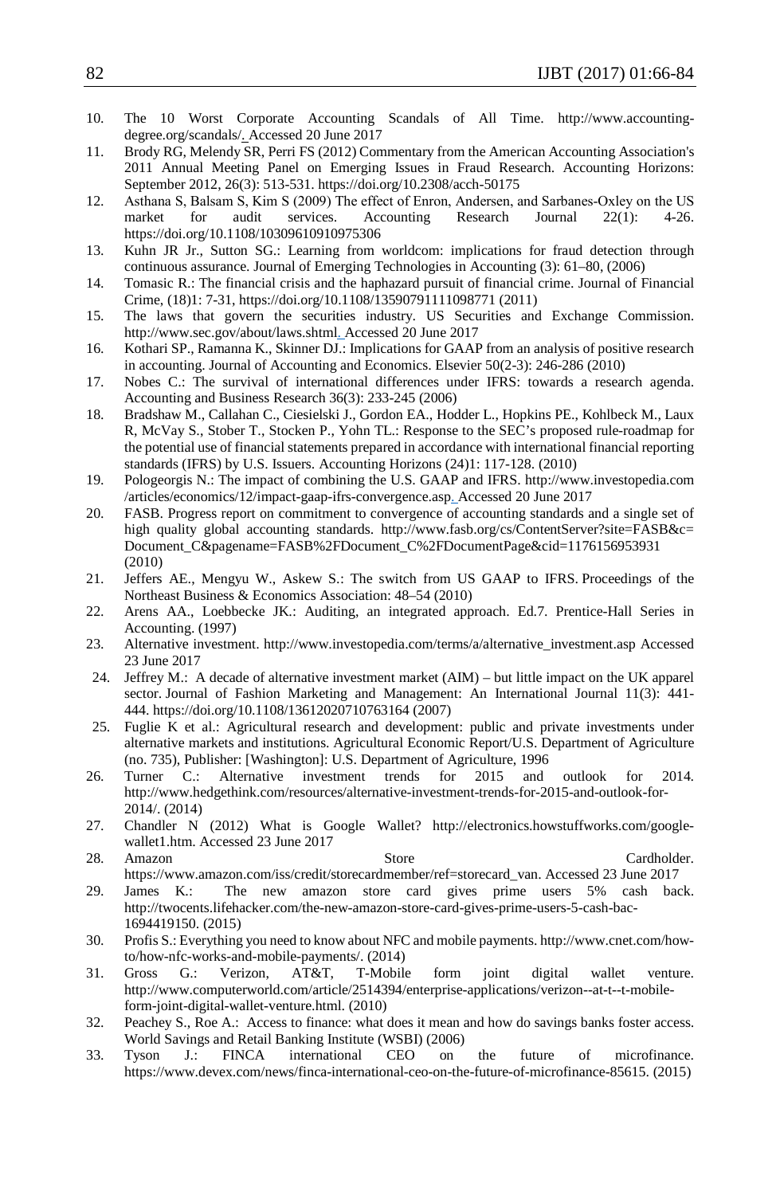10. The 10 Worst Corporate Accounting Scandals of All Time. http://www.accounting-degree.org/scandals/. Accessed 20 June 2017
11. Brody RG, Melendy SR, Perri FS (2012) Commentary from the American Accounting Association's 2011 Annual Meeting Panel on Emerging Issues in Fraud Research. Accounting Horizons: September 2012, 26(3): 513-531. https://doi.org/10.2308/acch-50175
12. Asthana S, Balsam S, Kim S (2009) The effect of Enron, Andersen, and Sarbanes-Oxley on the US market for audit services. Accounting Research Journal 22(1): 4-26. https://doi.org/10.1108/10309610910975306
13. Kuhn JR Jr., Sutton SG.: Learning from worldcom: implications for fraud detection through continuous assurance. Journal of Emerging Technologies in Accounting (3): 61–80, (2006)
14. Tomasic R.: The financial crisis and the haphazard pursuit of financial crime. Journal of Financial Crime, (18)1: 7-31, https://doi.org/10.1108/13590791111098771 (2011)
15. The laws that govern the securities industry. US Securities and Exchange Commission. http://www.sec.gov/about/laws.shtml. Accessed 20 June 2017
16. Kothari SP., Ramanna K., Skinner DJ.: Implications for GAAP from an analysis of positive research in accounting. Journal of Accounting and Economics. Elsevier 50(2-3): 246-286 (2010)
17. Nobes C.: The survival of international differences under IFRS: towards a research agenda. Accounting and Business Research 36(3): 233-245 (2006)
18. Bradshaw M., Callahan C., Ciesielski J., Gordon EA., Hodder L., Hopkins PE., Kohlbeck M., Laux R, McVay S., Stober T., Stocken P., Yohn TL.: Response to the SEC's proposed rule-roadmap for the potential use of financial statements prepared in accordance with international financial reporting standards (IFRS) by U.S. Issuers. Accounting Horizons (24)1: 117-128. (2010)
19. Pologeorgis N.: The impact of combining the U.S. GAAP and IFRS. http://www.investopedia.com /articles/economics/12/impact-gaap-ifrs-convergence.asp. Accessed 20 June 2017
20. FASB. Progress report on commitment to convergence of accounting standards and a single set of high quality global accounting standards. http://www.fasb.org/cs/ContentServer?site=FASB&c= Document_C&pagename=FASB%2FDocument_C%2FDocumentPage&cid=1176156953931 (2010)
21. Jeffers AE., Mengyu W., Askew S.: The switch from US GAAP to IFRS. Proceedings of the Northeast Business & Economics Association: 48–54 (2010)
22. Arens AA., Loebbecke JK.: Auditing, an integrated approach. Ed.7. Prentice-Hall Series in Accounting. (1997)
23. Alternative investment. http://www.investopedia.com/terms/a/alternative_investment.asp Accessed 23 June 2017
24. Jeffrey M.: A decade of alternative investment market (AIM) – but little impact on the UK apparel sector. Journal of Fashion Marketing and Management: An International Journal 11(3): 441-444. https://doi.org/10.1108/13612020710763164 (2007)
25. Fuglie K et al.: Agricultural research and development: public and private investments under alternative markets and institutions. Agricultural Economic Report/U.S. Department of Agriculture (no. 735), Publisher: [Washington]: U.S. Department of Agriculture, 1996
26. Turner C.: Alternative investment trends for 2015 and outlook for 2014. http://www.hedgethink.com/resources/alternative-investment-trends-for-2015-and-outlook-for-2014/. (2014)
27. Chandler N (2012) What is Google Wallet? http://electronics.howstuffworks.com/google-wallet1.htm. Accessed 23 June 2017
28. Amazon Store Cardholder. https://www.amazon.com/iss/credit/storecardmember/ref=storecard_van. Accessed 23 June 2017
29. James K.: The new amazon store card gives prime users 5% cash back. http://twocents.lifehacker.com/the-new-amazon-store-card-gives-prime-users-5-cash-bac-1694419150. (2015)
30. Profis S.: Everything you need to know about NFC and mobile payments. http://www.cnet.com/how-to/how-nfc-works-and-mobile-payments/. (2014)
31. Gross G.: Verizon, AT&T, T-Mobile form joint digital wallet venture. http://www.computerworld.com/article/2514394/enterprise-applications/verizon--at-t--t-mobile-form-joint-digital-wallet-venture.html. (2010)
32. Peachey S., Roe A.: Access to finance: what does it mean and how do savings banks foster access. World Savings and Retail Banking Institute (WSBI) (2006)
33. Tyson J.: FINCA international CEO on the future of microfinance. https://www.devex.com/news/finca-international-ceo-on-the-future-of-microfinance-85615. (2015)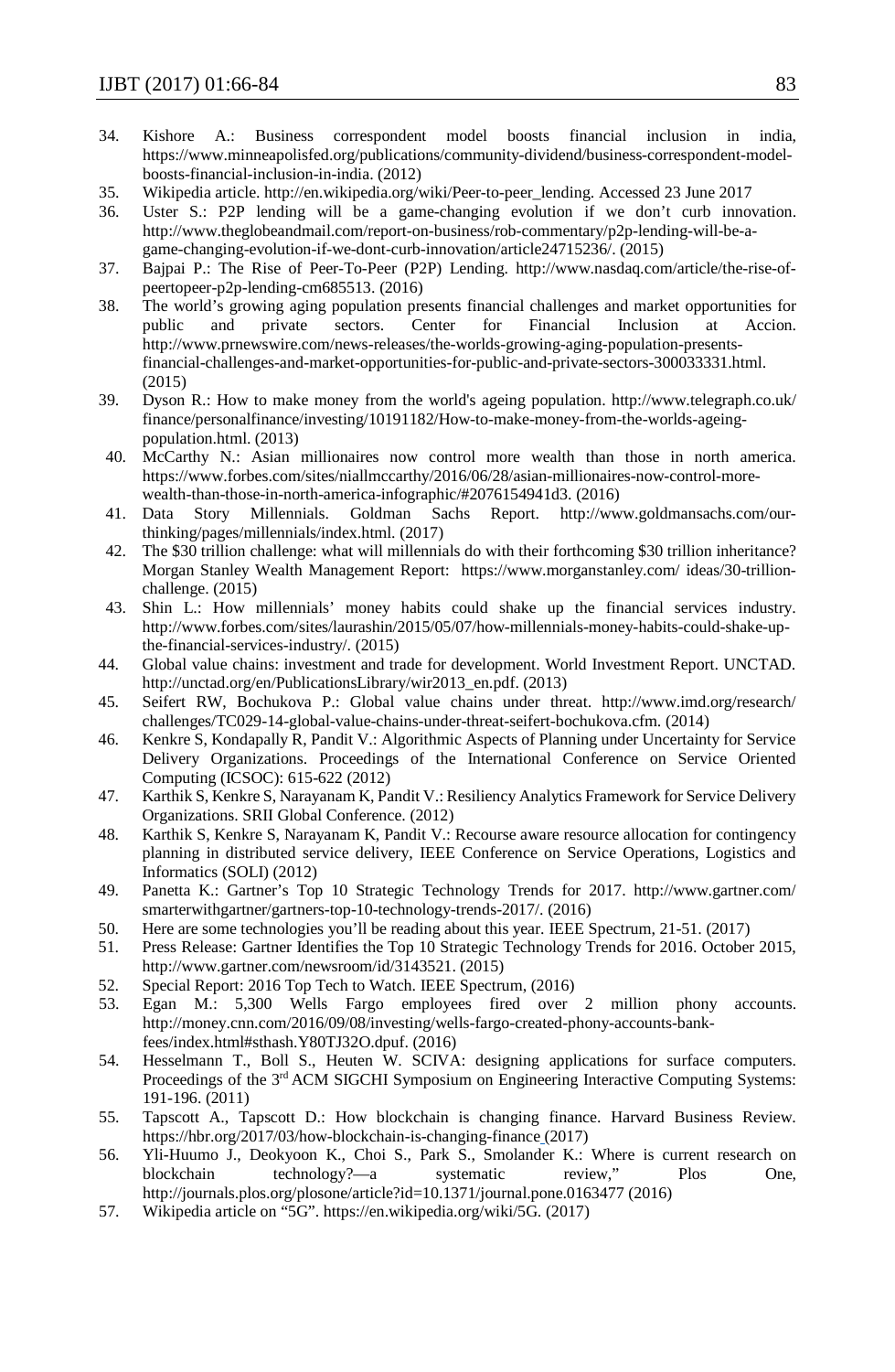34. Kishore A.: Business correspondent model boosts financial inclusion in india, https://www.minneapolisfed.org/publications/community-dividend/business-correspondent-model-boosts-financial-inclusion-in-india. (2012)
35. Wikipedia article. http://en.wikipedia.org/wiki/Peer-to-peer_lending. Accessed 23 June 2017
36. Uster S.: P2P lending will be a game-changing evolution if we don't curb innovation. http://www.theglobeandmail.com/report-on-business/rob-commentary/p2p-lending-will-be-a-game-changing-evolution-if-we-dont-curb-innovation/article24715236/. (2015)
37. Bajpai P.: The Rise of Peer-To-Peer (P2P) Lending. http://www.nasdaq.com/article/the-rise-of-peertopeer-p2p-lending-cm685513. (2016)
38. The world's growing aging population presents financial challenges and market opportunities for public and private sectors. Center for Financial Inclusion at Accion. http://www.prnewswire.com/news-releases/the-worlds-growing-aging-population-presents-financial-challenges-and-market-opportunities-for-public-and-private-sectors-300033331.html. (2015)
39. Dyson R.: How to make money from the world's ageing population. http://www.telegraph.co.uk/finance/personalfinance/investing/10191182/How-to-make-money-from-the-worlds-ageing-population.html. (2013)
40. McCarthy N.: Asian millionaires now control more wealth than those in north america. https://www.forbes.com/sites/niallmccarthy/2016/06/28/asian-millionaires-now-control-more-wealth-than-those-in-north-america-infographic/#2076154941d3. (2016)
41. Data Story Millennials. Goldman Sachs Report. http://www.goldmansachs.com/our-thinking/pages/millennials/index.html. (2017)
42. The $30 trillion challenge: what will millennials do with their forthcoming $30 trillion inheritance? Morgan Stanley Wealth Management Report: https://www.morganstanley.com/ ideas/30-trillion-challenge. (2015)
43. Shin L.: How millennials' money habits could shake up the financial services industry. http://www.forbes.com/sites/laurashin/2015/05/07/how-millennials-money-habits-could-shake-up-the-financial-services-industry/. (2015)
44. Global value chains: investment and trade for development. World Investment Report. UNCTAD. http://unctad.org/en/PublicationsLibrary/wir2013_en.pdf. (2013)
45. Seifert RW, Bochukova P.: Global value chains under threat. http://www.imd.org/research/challenges/TC029-14-global-value-chains-under-threat-seifert-bochukova.cfm. (2014)
46. Kenkre S, Kondapally R, Pandit V.: Algorithmic Aspects of Planning under Uncertainty for Service Delivery Organizations. Proceedings of the International Conference on Service Oriented Computing (ICSOC): 615-622 (2012)
47. Karthik S, Kenkre S, Narayanam K, Pandit V.: Resiliency Analytics Framework for Service Delivery Organizations. SRII Global Conference. (2012)
48. Karthik S, Kenkre S, Narayanam K, Pandit V.: Recourse aware resource allocation for contingency planning in distributed service delivery, IEEE Conference on Service Operations, Logistics and Informatics (SOLI) (2012)
49. Panetta K.: Gartner's Top 10 Strategic Technology Trends for 2017. http://www.gartner.com/smarterwithgartner/gartners-top-10-technology-trends-2017/. (2016)
50. Here are some technologies you'll be reading about this year. IEEE Spectrum, 21-51. (2017)
51. Press Release: Gartner Identifies the Top 10 Strategic Technology Trends for 2016. October 2015, http://www.gartner.com/newsroom/id/3143521. (2015)
52. Special Report: 2016 Top Tech to Watch. IEEE Spectrum, (2016)
53. Egan M.: 5,300 Wells Fargo employees fired over 2 million phony accounts. http://money.cnn.com/2016/09/08/investing/wells-fargo-created-phony-accounts-bank-fees/index.html#sthash.Y80TJ32O.dpuf. (2016)
54. Hesselmann T., Boll S., Heuten W. SCIVA: designing applications for surface computers. Proceedings of the 3rd ACM SIGCHI Symposium on Engineering Interactive Computing Systems: 191-196. (2011)
55. Tapscott A., Tapscott D.: How blockchain is changing finance. Harvard Business Review. https://hbr.org/2017/03/how-blockchain-is-changing-finance (2017)
56. Yli-Huumo J., Deokyoon K., Choi S., Park S., Smolander K.: Where is current research on blockchain technology?—a systematic review," Plos One, http://journals.plos.org/plosone/article?id=10.1371/journal.pone.0163477 (2016)
57. Wikipedia article on "5G". https://en.wikipedia.org/wiki/5G. (2017)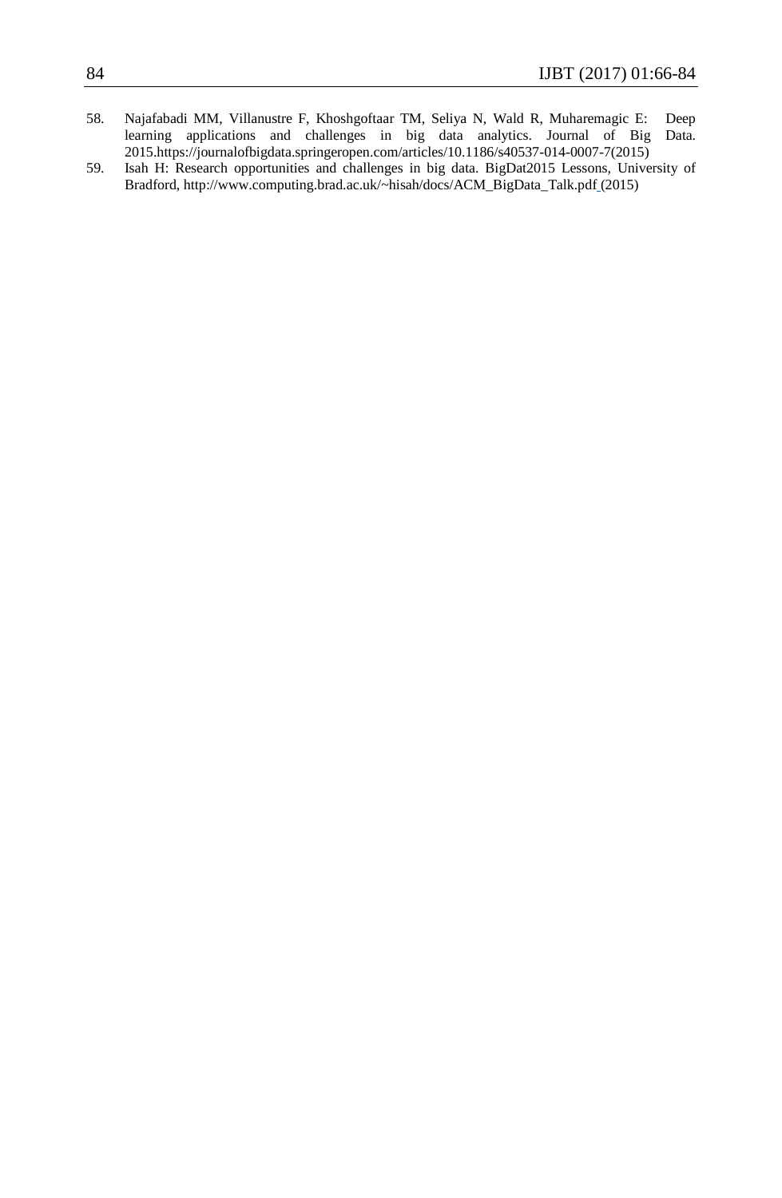58. Najafabadi MM, Villanustre F, Khoshgoftaar TM, Seliya N, Wald R, Muharemagic E: Deep learning applications and challenges in big data analytics. Journal of Big Data. 2015.https://journalofbigdata.springeropen.com/articles/10.1186/s40537-014-0007-7(2015)
59. Isah H: Research opportunities and challenges in big data. BigDat2015 Lessons, University of Bradford, http://www.computing.brad.ac.uk/~hisah/docs/ACM_BigData_Talk.pdf (2015)